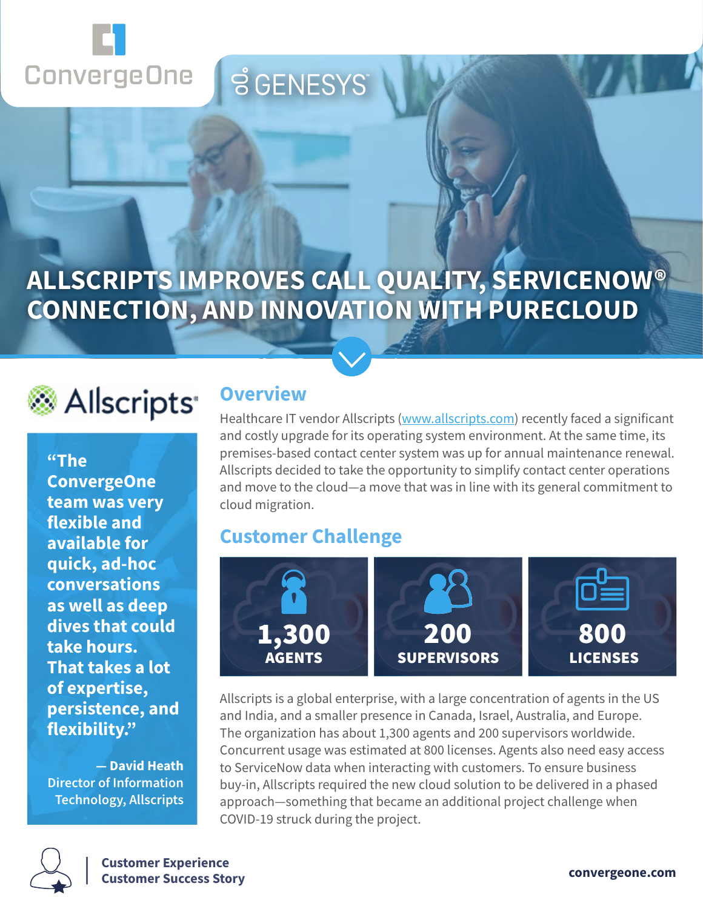ConvergeOne | GENESYS

# ALLSCRIPTS IMPROVES CALL QUALITY, SERVICENOW® CONNECTION, AND INNOVATION WITH PURECLOUD

Allscripts

**"The ConvergeOne team was very flexible and available for quick, ad-hoc conversations as well as deep dives that could take hours. That takes a lot of expertise, persistence, and flexibility."**

**— David Heath**
Director of Information Technology, Allscripts

## Overview

Healthcare IT vendor Allscripts (www.allscripts.com) recently faced a significant and costly upgrade for its operating system environment. At the same time, its premises-based contact center system was up for annual maintenance renewal. Allscripts decided to take the opportunity to simplify contact center operations and move to the cloud—a move that was in line with its general commitment to cloud migration.

## Customer Challenge

| **1,300** AGENTS | **200** SUPERVISORS | **800** LICENSES |
|---|---|---|

Allscripts is a global enterprise, with a large concentration of agents in the US and India, and a smaller presence in Canada, Israel, Australia, and Europe. The organization has about 1,300 agents and 200 supervisors worldwide. Concurrent usage was estimated at 800 licenses. Agents also need easy access to ServiceNow data when interacting with customers. To ensure business buy-in, Allscripts required the new cloud solution to be delivered in a phased approach—something that became an additional project challenge when COVID-19 struck during the project.

**Customer Experience**
**Customer Success Story**

**convergeone.com**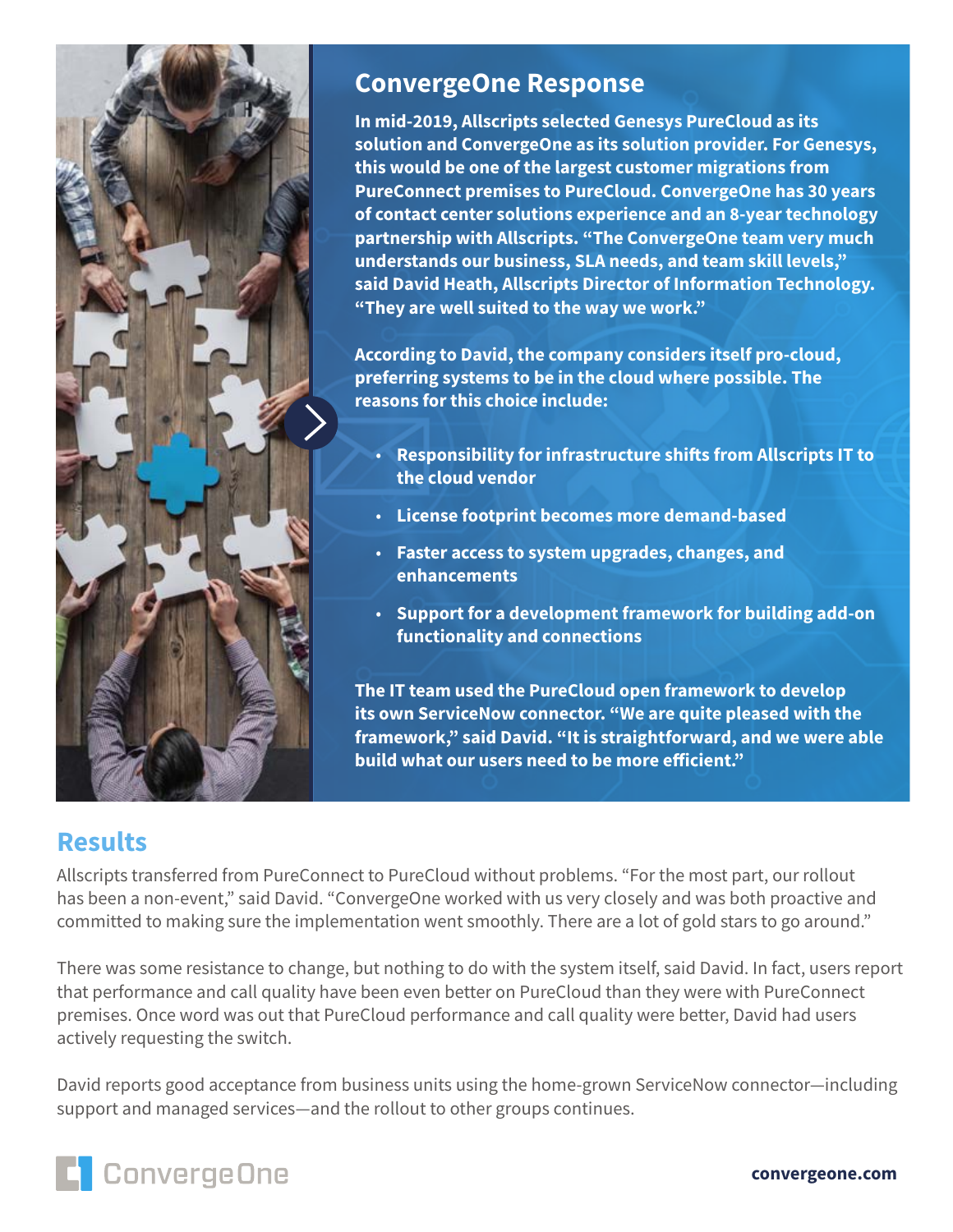## ConvergeOne Response

**In mid-2019, Allscripts selected Genesys PureCloud as its solution and ConvergeOne as its solution provider. For Genesys, this would be one of the largest customer migrations from PureConnect premises to PureCloud. ConvergeOne has 30 years of contact center solutions experience and an 8-year technology partnership with Allscripts. "The ConvergeOne team very much understands our business, SLA needs, and team skill levels," said David Heath, Allscripts Director of Information Technology. "They are well suited to the way we work."**

**According to David, the company considers itself pro-cloud, preferring systems to be in the cloud where possible. The reasons for this choice include:**

- **Responsibility for infrastructure shifts from Allscripts IT to the cloud vendor**
- **License footprint becomes more demand-based**
- **Faster access to system upgrades, changes, and enhancements**
- **Support for a development framework for building add-on functionality and connections**

**The IT team used the PureCloud open framework to develop its own ServiceNow connector. "We are quite pleased with the framework," said David. "It is straightforward, and we were able build what our users need to be more efficient."**

## Results

Allscripts transferred from PureConnect to PureCloud without problems. "For the most part, our rollout has been a non-event," said David. "ConvergeOne worked with us very closely and was both proactive and committed to making sure the implementation went smoothly. There are a lot of gold stars to go around."

There was some resistance to change, but nothing to do with the system itself, said David. In fact, users report that performance and call quality have been even better on PureCloud than they were with PureConnect premises. Once word was out that PureCloud performance and call quality were better, David had users actively requesting the switch.

David reports good acceptance from business units using the home-grown ServiceNow connector—including support and managed services—and the rollout to other groups continues.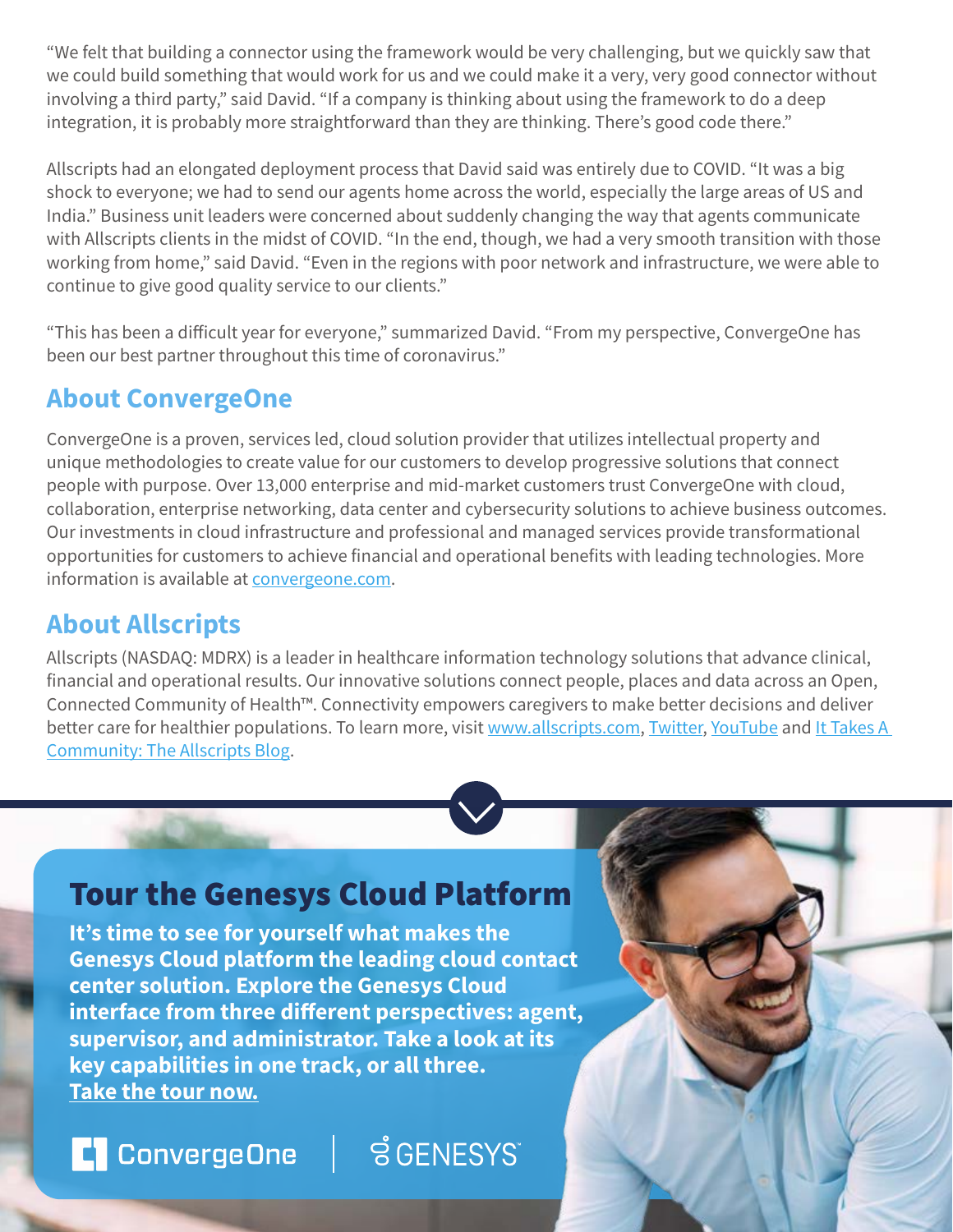"We felt that building a connector using the framework would be very challenging, but we quickly saw that we could build something that would work for us and we could make it a very, very good connector without involving a third party," said David. "If a company is thinking about using the framework to do a deep integration, it is probably more straightforward than they are thinking. There's good code there."

Allscripts had an elongated deployment process that David said was entirely due to COVID. "It was a big shock to everyone; we had to send our agents home across the world, especially the large areas of US and India." Business unit leaders were concerned about suddenly changing the way that agents communicate with Allscripts clients in the midst of COVID. "In the end, though, we had a very smooth transition with those working from home," said David. "Even in the regions with poor network and infrastructure, we were able to continue to give good quality service to our clients."

"This has been a difficult year for everyone," summarized David. "From my perspective, ConvergeOne has been our best partner throughout this time of coronavirus."

## About ConvergeOne

ConvergeOne is a proven, services led, cloud solution provider that utilizes intellectual property and unique methodologies to create value for our customers to develop progressive solutions that connect people with purpose. Over 13,000 enterprise and mid-market customers trust ConvergeOne with cloud, collaboration, enterprise networking, data center and cybersecurity solutions to achieve business outcomes. Our investments in cloud infrastructure and professional and managed services provide transformational opportunities for customers to achieve financial and operational benefits with leading technologies. More information is available at [convergeone.com](convergeone.com).

## About Allscripts

Allscripts (NASDAQ: MDRX) is a leader in healthcare information technology solutions that advance clinical, financial and operational results. Our innovative solutions connect people, places and data across an Open, Connected Community of Health™. Connectivity empowers caregivers to make better decisions and deliver better care for healthier populations. To learn more, visit www.allscripts.com, Twitter, YouTube and It Takes A Community: The Allscripts Blog.

## Tour the Genesys Cloud Platform

**It's time to see for yourself what makes the Genesys Cloud platform the leading cloud contact center solution. Explore the Genesys Cloud interface from three different perspectives: agent, supervisor, and administrator. Take a look at its key capabilities in one track, or all three.**
**Take the tour now.**

ConvergeOne | GENESYS